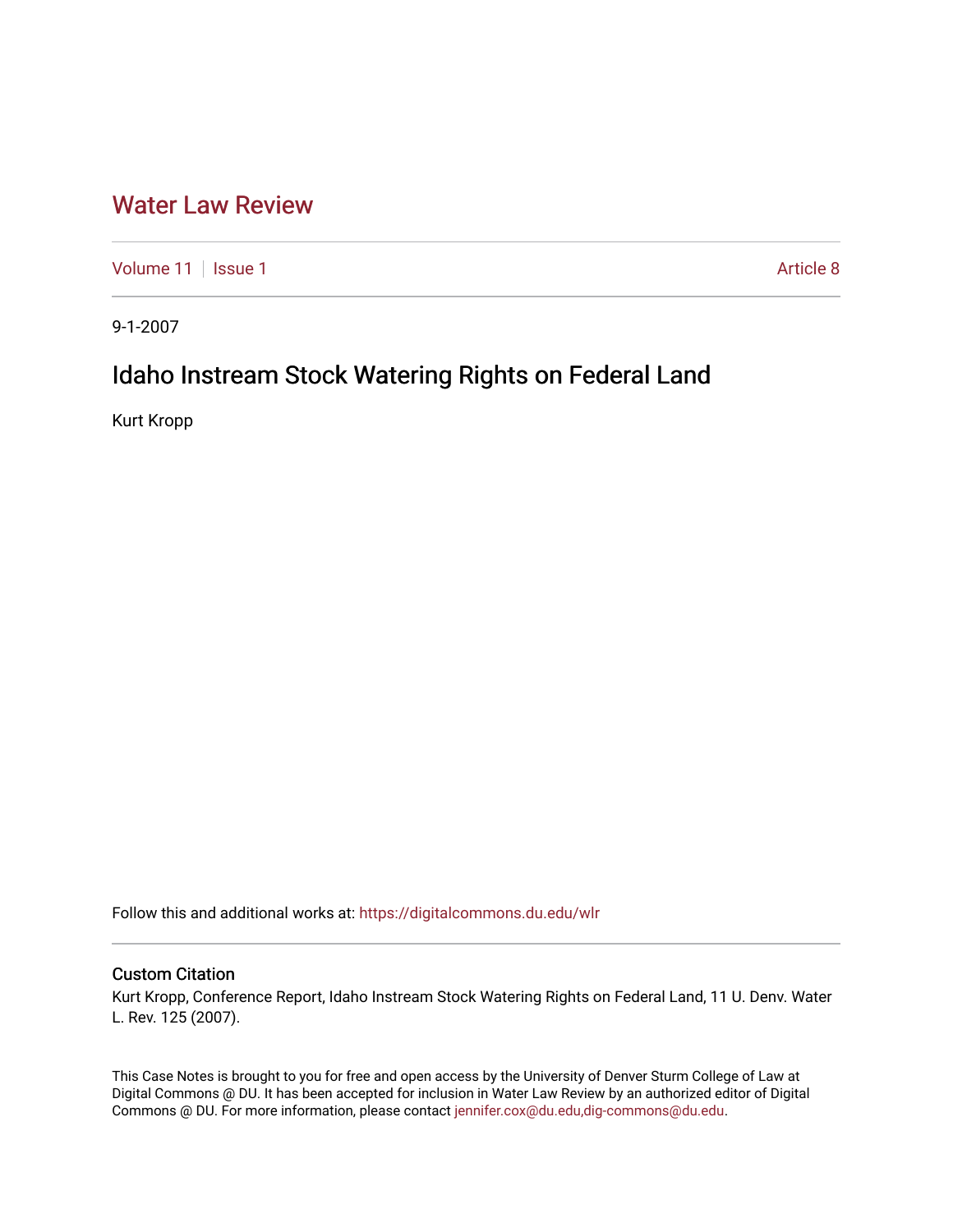# Water Law Review

Volume 11 | Issue 1 | Article 8

9-1-2007

## Idaho Instream Stock Watering Rights on Federal Land

Kurt Kropp

Follow this and additional works at: https://digitalcommons.du.edu/wlr

### Custom Citation

Kurt Kropp, Conference Report, Idaho Instream Stock Watering Rights on Federal Land, 11 U. Denv. Water L. Rev. 125 (2007).

This Case Notes is brought to you for free and open access by the University of Denver Sturm College of Law at Digital Commons @ DU. It has been accepted for inclusion in Water Law Review by an authorized editor of Digital Commons @ DU. For more information, please contact jennifer.cox@du.edu,dig-commons@du.edu.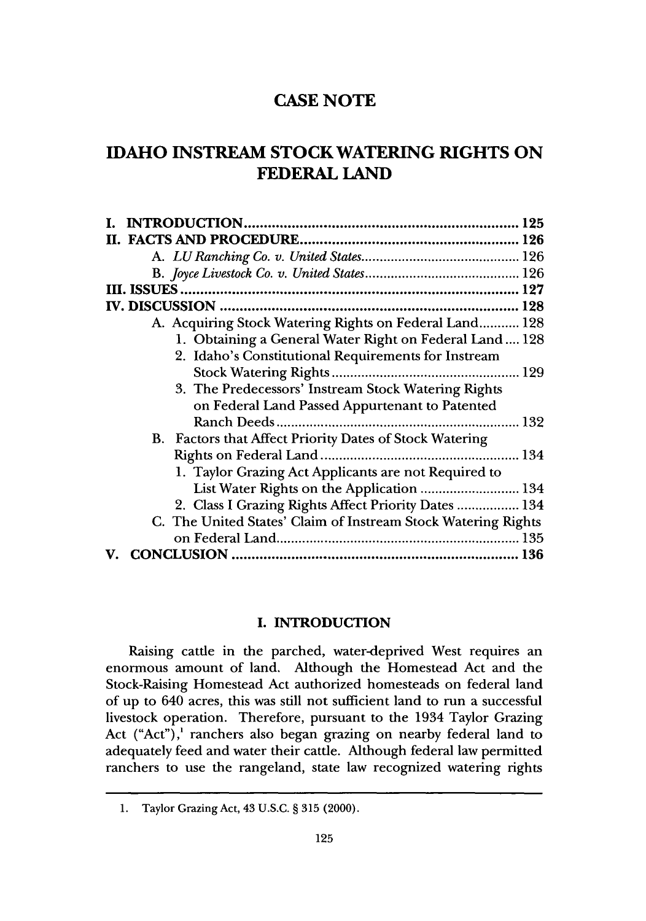# CASE NOTE

# IDAHO INSTREAM STOCK WATERING RIGHTS ON FEDERAL LAND

I. INTRODUCTION ..... 125
II. FACTS AND PROCEDURE ..... 126
- A. *LU Ranching Co. v. United States* ..... 126
- B. *Joyce Livestock Co. v. United States* ..... 126

III. ISSUES ..... 127
IV. DISCUSSION ..... 128
- A. Acquiring Stock Watering Rights on Federal Land ..... 128
  - 1. Obtaining a General Water Right on Federal Land ..... 128
  - 2. Idaho's Constitutional Requirements for Instream Stock Watering Rights ..... 129
  - 3. The Predecessors' Instream Stock Watering Rights on Federal Land Passed Appurtenant to Patented Ranch Deeds ..... 132
- B. Factors that Affect Priority Dates of Stock Watering Rights on Federal Land ..... 134
  - 1. Taylor Grazing Act Applicants are not Required to List Water Rights on the Application ..... 134
  - 2. Class I Grazing Rights Affect Priority Dates ..... 134
- C. The United States' Claim of Instream Stock Watering Rights on Federal Land ..... 135

V. CONCLUSION ..... 136

## I. INTRODUCTION

Raising cattle in the parched, water-deprived West requires an enormous amount of land. Although the Homestead Act and the Stock-Raising Homestead Act authorized homesteads on federal land of up to 640 acres, this was still not sufficient land to run a successful livestock operation. Therefore, pursuant to the 1934 Taylor Grazing Act ("Act"),[1] ranchers also began grazing on nearby federal land to adequately feed and water their cattle. Although federal law permitted ranchers to use the rangeland, state law recognized watering rights

---

1. Taylor Grazing Act, 43 U.S.C. § 315 (2000).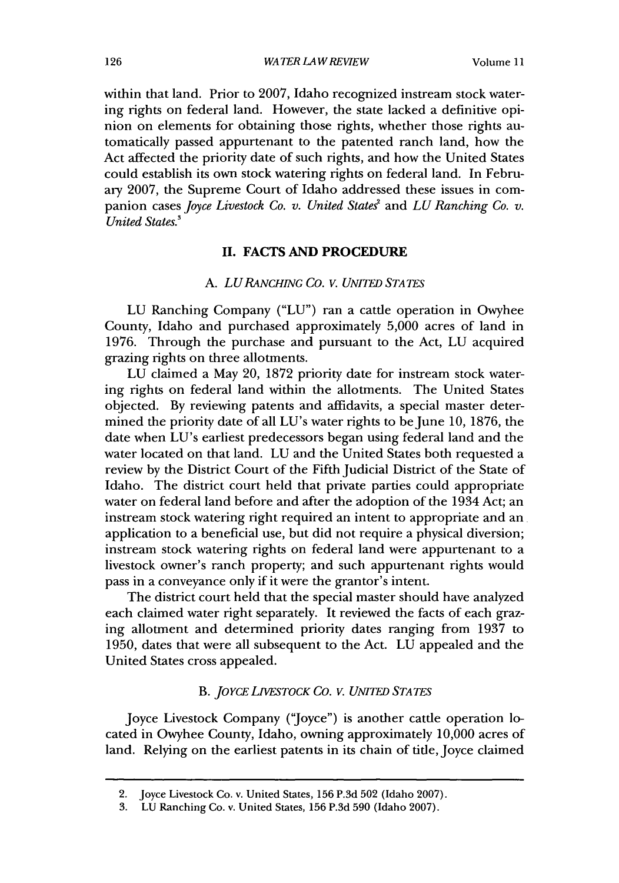within that land. Prior to 2007, Idaho recognized instream stock watering rights on federal land. However, the state lacked a definitive opinion on elements for obtaining those rights, whether those rights automatically passed appurtenant to the patented ranch land, how the Act affected the priority date of such rights, and how the United States could establish its own stock watering rights on federal land. In February 2007, the Supreme Court of Idaho addressed these issues in companion cases *Joyce Livestock Co. v. United States*[2] and *LU Ranching Co. v. United States*.[3]

## II. FACTS AND PROCEDURE

### A. *LU RANCHING CO. V. UNITED STATES*

LU Ranching Company ("LU") ran a cattle operation in Owyhee County, Idaho and purchased approximately 5,000 acres of land in 1976. Through the purchase and pursuant to the Act, LU acquired grazing rights on three allotments.

LU claimed a May 20, 1872 priority date for instream stock watering rights on federal land within the allotments. The United States objected. By reviewing patents and affidavits, a special master determined the priority date of all LU's water rights to be June 10, 1876, the date when LU's earliest predecessors began using federal land and the water located on that land. LU and the United States both requested a review by the District Court of the Fifth Judicial District of the State of Idaho. The district court held that private parties could appropriate water on federal land before and after the adoption of the 1934 Act; an instream stock watering right required an intent to appropriate and an application to a beneficial use, but did not require a physical diversion; instream stock watering rights on federal land were appurtenant to a livestock owner's ranch property; and such appurtenant rights would pass in a conveyance only if it were the grantor's intent.

The district court held that the special master should have analyzed each claimed water right separately. It reviewed the facts of each grazing allotment and determined priority dates ranging from 1937 to 1950, dates that were all subsequent to the Act. LU appealed and the United States cross appealed.

### B. *JOYCE LIVESTOCK CO. V. UNITED STATES*

Joyce Livestock Company ("Joyce") is another cattle operation located in Owyhee County, Idaho, owning approximately 10,000 acres of land. Relying on the earliest patents in its chain of title, Joyce claimed

---

2. Joyce Livestock Co. v. United States, 156 P.3d 502 (Idaho 2007).

3. LU Ranching Co. v. United States, 156 P.3d 590 (Idaho 2007).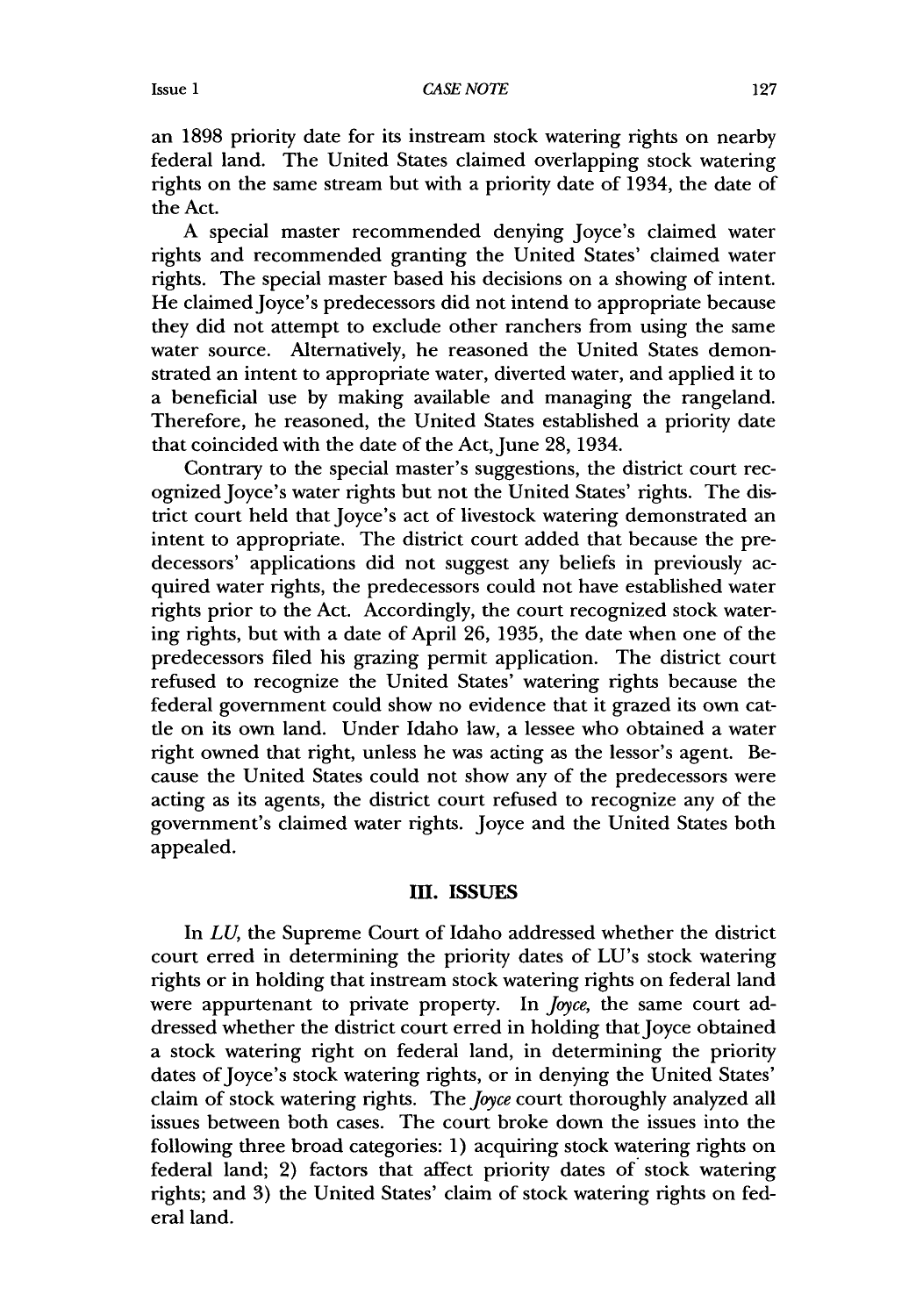an 1898 priority date for its instream stock watering rights on nearby federal land. The United States claimed overlapping stock watering rights on the same stream but with a priority date of 1934, the date of the Act.

A special master recommended denying Joyce's claimed water rights and recommended granting the United States' claimed water rights. The special master based his decisions on a showing of intent. He claimed Joyce's predecessors did not intend to appropriate because they did not attempt to exclude other ranchers from using the same water source. Alternatively, he reasoned the United States demonstrated an intent to appropriate water, diverted water, and applied it to a beneficial use by making available and managing the rangeland. Therefore, he reasoned, the United States established a priority date that coincided with the date of the Act, June 28, 1934.

Contrary to the special master's suggestions, the district court recognized Joyce's water rights but not the United States' rights. The district court held that Joyce's act of livestock watering demonstrated an intent to appropriate. The district court added that because the predecessors' applications did not suggest any beliefs in previously acquired water rights, the predecessors could not have established water rights prior to the Act. Accordingly, the court recognized stock watering rights, but with a date of April 26, 1935, the date when one of the predecessors filed his grazing permit application. The district court refused to recognize the United States' watering rights because the federal government could show no evidence that it grazed its own cattle on its own land. Under Idaho law, a lessee who obtained a water right owned that right, unless he was acting as the lessor's agent. Because the United States could not show any of the predecessors were acting as its agents, the district court refused to recognize any of the government's claimed water rights. Joyce and the United States both appealed.

## III. ISSUES

In *LU*, the Supreme Court of Idaho addressed whether the district court erred in determining the priority dates of LU's stock watering rights or in holding that instream stock watering rights on federal land were appurtenant to private property. In *Joyce*, the same court addressed whether the district court erred in holding that Joyce obtained a stock watering right on federal land, in determining the priority dates of Joyce's stock watering rights, or in denying the United States' claim of stock watering rights. The *Joyce* court thoroughly analyzed all issues between both cases. The court broke down the issues into the following three broad categories: 1) acquiring stock watering rights on federal land; 2) factors that affect priority dates of stock watering rights; and 3) the United States' claim of stock watering rights on federal land.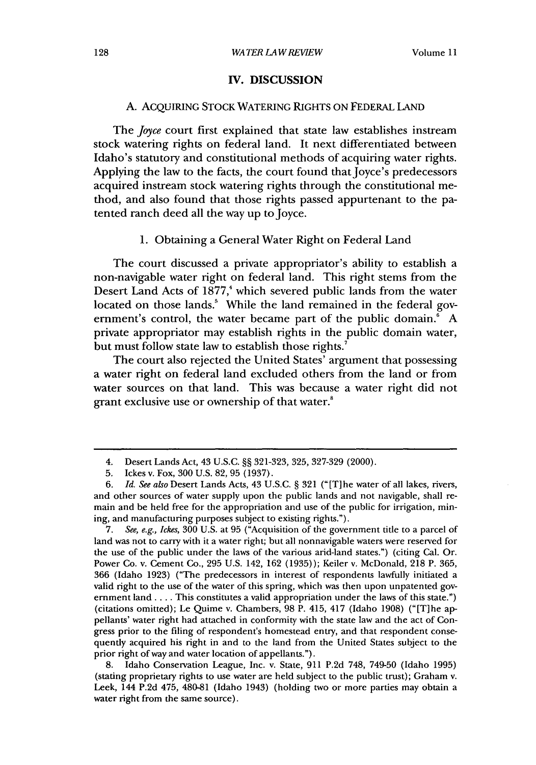## IV. DISCUSSION

### A. ACQUIRING STOCK WATERING RIGHTS ON FEDERAL LAND

The *Joyce* court first explained that state law establishes instream stock watering rights on federal land. It next differentiated between Idaho's statutory and constitutional methods of acquiring water rights. Applying the law to the facts, the court found that Joyce's predecessors acquired instream stock watering rights through the constitutional method, and also found that those rights passed appurtenant to the patented ranch deed all the way up to Joyce.

#### 1. Obtaining a General Water Right on Federal Land

The court discussed a private appropriator's ability to establish a non-navigable water right on federal land. This right stems from the Desert Land Acts of 1877,[4] which severed public lands from the water located on those lands.[5] While the land remained in the federal government's control, the water became part of the public domain.[6] A private appropriator may establish rights in the public domain water, but must follow state law to establish those rights.[7]

The court also rejected the United States' argument that possessing a water right on federal land excluded others from the land or from water sources on that land. This was because a water right did not grant exclusive use or ownership of that water.[8]

---

4. Desert Lands Act, 43 U.S.C. §§ 321-323, 325, 327-329 (2000).

5. Ickes v. Fox, 300 U.S. 82, 95 (1937).

6. *Id. See also* Desert Lands Acts, 43 U.S.C. § 321 ("[T]he water of all lakes, rivers, and other sources of water supply upon the public lands and not navigable, shall remain and be held free for the appropriation and use of the public for irrigation, mining, and manufacturing purposes subject to existing rights.").

7. *See, e.g., Ickes*, 300 U.S. at 95 ("Acquisition of the government title to a parcel of land was not to carry with it a water right; but all nonnavigable waters were reserved for the use of the public under the laws of the various arid-land states.") (citing Cal. Or. Power Co. v. Cement Co., 295 U.S. 142, 162 (1935)); Keiler v. McDonald, 218 P. 365, 366 (Idaho 1923) ("The predecessors in interest of respondents lawfully initiated a valid right to the use of the water of this spring, which was then upon unpatented government land .... This constitutes a valid appropriation under the laws of this state.") (citations omitted); Le Quime v. Chambers, 98 P. 415, 417 (Idaho 1908) ("[T]he appellants' water right had attached in conformity with the state law and the act of Congress prior to the filing of respondent's homestead entry, and that respondent consequently acquired his right in and to the land from the United States subject to the prior right of way and water location of appellants.").

8. Idaho Conservation League, Inc. v. State, 911 P.2d 748, 749-50 (Idaho 1995) (stating proprietary rights to use water are held subject to the public trust); Graham v. Leek, 144 P.2d 475, 480-81 (Idaho 1943) (holding two or more parties may obtain a water right from the same source).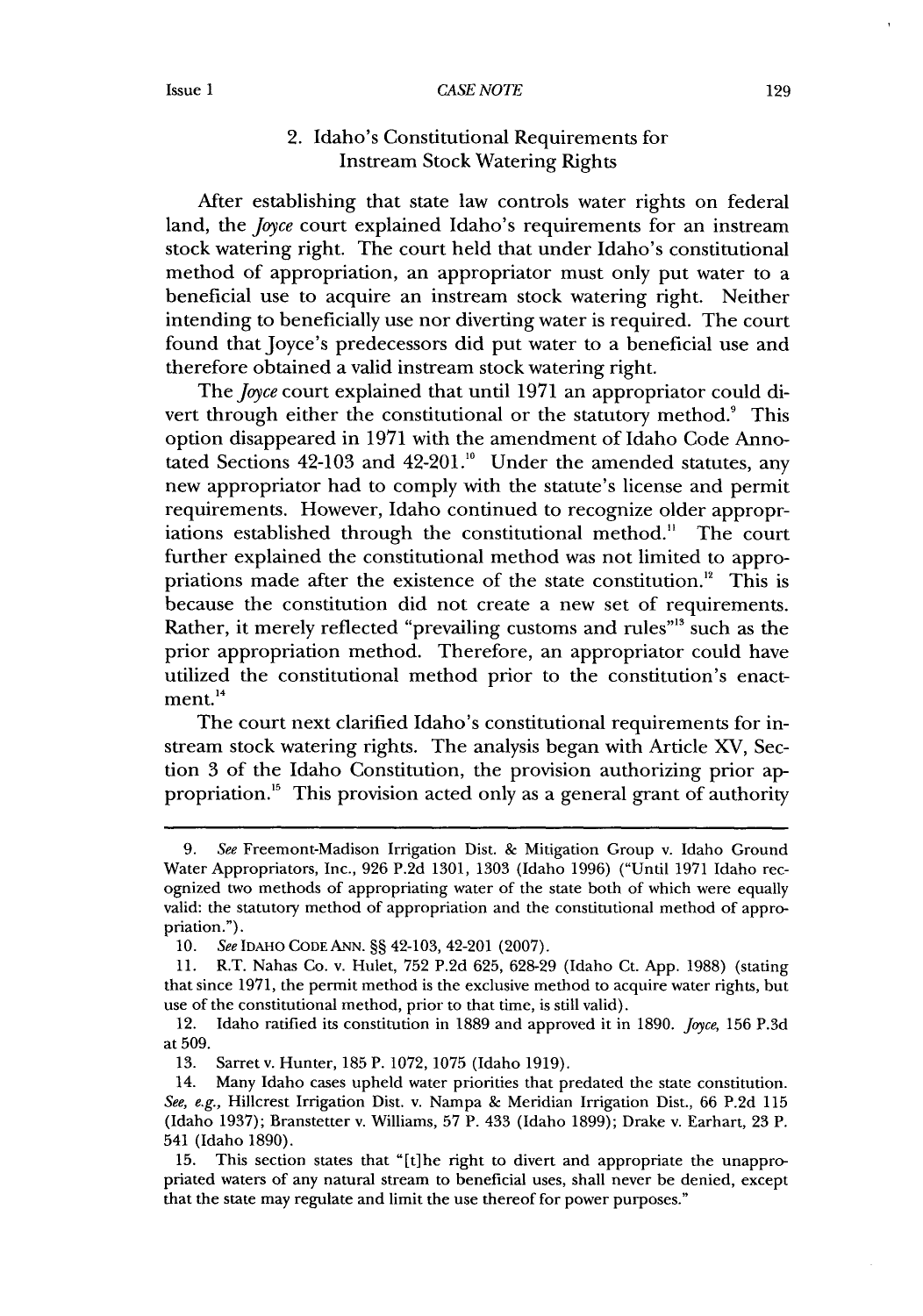### 2. Idaho's Constitutional Requirements for Instream Stock Watering Rights

After establishing that state law controls water rights on federal land, the *Joyce* court explained Idaho's requirements for an instream stock watering right. The court held that under Idaho's constitutional method of appropriation, an appropriator must only put water to a beneficial use to acquire an instream stock watering right. Neither intending to beneficially use nor diverting water is required. The court found that Joyce's predecessors did put water to a beneficial use and therefore obtained a valid instream stock watering right.

The *Joyce* court explained that until 1971 an appropriator could divert through either the constitutional or the statutory method.[9] This option disappeared in 1971 with the amendment of Idaho Code Annotated Sections 42-103 and 42-201.[10] Under the amended statutes, any new appropriator had to comply with the statute's license and permit requirements. However, Idaho continued to recognize older appropriations established through the constitutional method.[11] The court further explained the constitutional method was not limited to appropriations made after the existence of the state constitution.[12] This is because the constitution did not create a new set of requirements. Rather, it merely reflected "prevailing customs and rules"[13] such as the prior appropriation method. Therefore, an appropriator could have utilized the constitutional method prior to the constitution's enactment.[14]

The court next clarified Idaho's constitutional requirements for instream stock watering rights. The analysis began with Article XV, Section 3 of the Idaho Constitution, the provision authorizing prior appropriation.[15] This provision acted only as a general grant of authority

---

9. *See* Freemont-Madison Irrigation Dist. & Mitigation Group v. Idaho Ground Water Appropriators, Inc., 926 P.2d 1301, 1303 (Idaho 1996) ("Until 1971 Idaho recognized two methods of appropriating water of the state both of which were equally valid: the statutory method of appropriation and the constitutional method of appropriation.").

10. *See* IDAHO CODE ANN. §§ 42-103, 42-201 (2007).

11. R.T. Nahas Co. v. Hulet, 752 P.2d 625, 628-29 (Idaho Ct. App. 1988) (stating that since 1971, the permit method is the exclusive method to acquire water rights, but use of the constitutional method, prior to that time, is still valid).

12. Idaho ratified its constitution in 1889 and approved it in 1890. *Joyce*, 156 P.3d at 509.

13. Sarret v. Hunter, 185 P. 1072, 1075 (Idaho 1919).

14. Many Idaho cases upheld water priorities that predated the state constitution. *See, e.g.*, Hillcrest Irrigation Dist. v. Nampa & Meridian Irrigation Dist., 66 P.2d 115 (Idaho 1937); Branstetter v. Williams, 57 P. 433 (Idaho 1899); Drake v. Earhart, 23 P. 541 (Idaho 1890).

15. This section states that "[t]he right to divert and appropriate the unappropriated waters of any natural stream to beneficial uses, shall never be denied, except that the state may regulate and limit the use thereof for power purposes."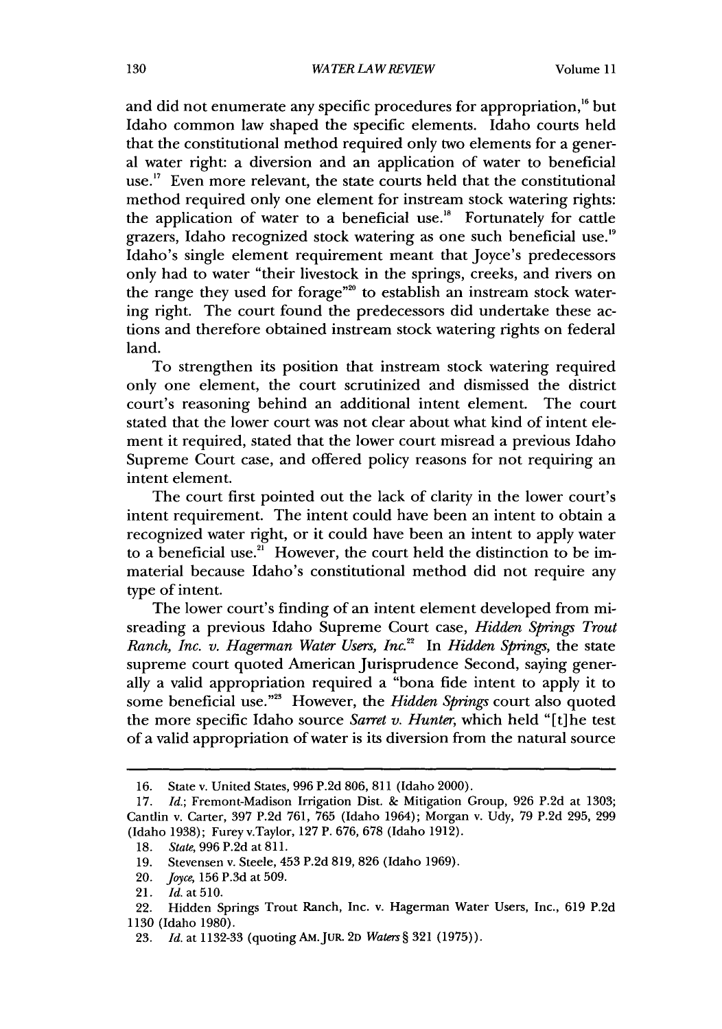and did not enumerate any specific procedures for appropriation,[16] but Idaho common law shaped the specific elements. Idaho courts held that the constitutional method required only two elements for a general water right: a diversion and an application of water to beneficial use.[17] Even more relevant, the state courts held that the constitutional method required only one element for instream stock watering rights: the application of water to a beneficial use.[18] Fortunately for cattle grazers, Idaho recognized stock watering as one such beneficial use.[19] Idaho's single element requirement meant that Joyce's predecessors only had to water "their livestock in the springs, creeks, and rivers on the range they used for forage"[20] to establish an instream stock watering right. The court found the predecessors did undertake these actions and therefore obtained instream stock watering rights on federal land.

To strengthen its position that instream stock watering required only one element, the court scrutinized and dismissed the district court's reasoning behind an additional intent element. The court stated that the lower court was not clear about what kind of intent element it required, stated that the lower court misread a previous Idaho Supreme Court case, and offered policy reasons for not requiring an intent element.

The court first pointed out the lack of clarity in the lower court's intent requirement. The intent could have been an intent to obtain a recognized water right, or it could have been an intent to apply water to a beneficial use.[21] However, the court held the distinction to be immaterial because Idaho's constitutional method did not require any type of intent.

The lower court's finding of an intent element developed from misreading a previous Idaho Supreme Court case, *Hidden Springs Trout Ranch, Inc. v. Hagerman Water Users, Inc.*[22] In *Hidden Springs*, the state supreme court quoted American Jurisprudence Second, saying generally a valid appropriation required a "bona fide intent to apply it to some beneficial use."[23] However, the *Hidden Springs* court also quoted the more specific Idaho source *Sarret v. Hunter*, which held "[t]he test of a valid appropriation of water is its diversion from the natural source

---

16. State v. United States, 996 P.2d 806, 811 (Idaho 2000).
17. *Id.*; Fremont-Madison Irrigation Dist. & Mitigation Group, 926 P.2d at 1303; Cantlin v. Carter, 397 P.2d 761, 765 (Idaho 1964); Morgan v. Udy, 79 P.2d 295, 299 (Idaho 1938); Furey v.Taylor, 127 P. 676, 678 (Idaho 1912).
18. *State*, 996 P.2d at 811.
19. Stevensen v. Steele, 453 P.2d 819, 826 (Idaho 1969).
20. *Joyce*, 156 P.3d at 509.
21. *Id.* at 510.
22. Hidden Springs Trout Ranch, Inc. v. Hagerman Water Users, Inc., 619 P.2d 1130 (Idaho 1980).
23. *Id.* at 1132-33 (quoting AM. JUR. 2D *Waters* § 321 (1975)).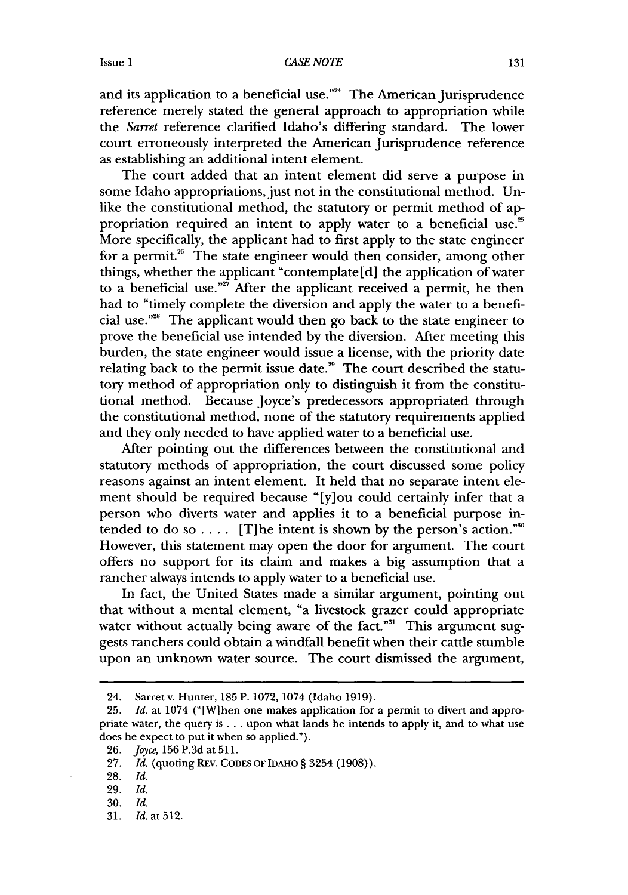and its application to a beneficial use."[24] The American Jurisprudence reference merely stated the general approach to appropriation while the *Sarret* reference clarified Idaho's differing standard. The lower court erroneously interpreted the American Jurisprudence reference as establishing an additional intent element.

The court added that an intent element did serve a purpose in some Idaho appropriations, just not in the constitutional method. Unlike the constitutional method, the statutory or permit method of appropriation required an intent to apply water to a beneficial use.[25] More specifically, the applicant had to first apply to the state engineer for a permit.[26] The state engineer would then consider, among other things, whether the applicant "contemplate[d] the application of water to a beneficial use."[27] After the applicant received a permit, he then had to "timely complete the diversion and apply the water to a beneficial use."[28] The applicant would then go back to the state engineer to prove the beneficial use intended by the diversion. After meeting this burden, the state engineer would issue a license, with the priority date relating back to the permit issue date.[29] The court described the statutory method of appropriation only to distinguish it from the constitutional method. Because Joyce's predecessors appropriated through the constitutional method, none of the statutory requirements applied and they only needed to have applied water to a beneficial use.

After pointing out the differences between the constitutional and statutory methods of appropriation, the court discussed some policy reasons against an intent element. It held that no separate intent element should be required because "[y]ou could certainly infer that a person who diverts water and applies it to a beneficial purpose intended to do so . . . . [T]he intent is shown by the person's action."[30] However, this statement may open the door for argument. The court offers no support for its claim and makes a big assumption that a rancher always intends to apply water to a beneficial use.

In fact, the United States made a similar argument, pointing out that without a mental element, "a livestock grazer could appropriate water without actually being aware of the fact."[31] This argument suggests ranchers could obtain a windfall benefit when their cattle stumble upon an unknown water source. The court dismissed the argument,

---

24. Sarret v. Hunter, 185 P. 1072, 1074 (Idaho 1919).

25. *Id.* at 1074 ("[W]hen one makes application for a permit to divert and appropriate water, the query is . . . upon what lands he intends to apply it, and to what use does he expect to put it when so applied.").

26. *Joyce*, 156 P.3d at 511.

27. *Id.* (quoting REV. CODES OF IDAHO § 3254 (1908)).

28. *Id.*

29. *Id.*

30. *Id.*

31. *Id.* at 512.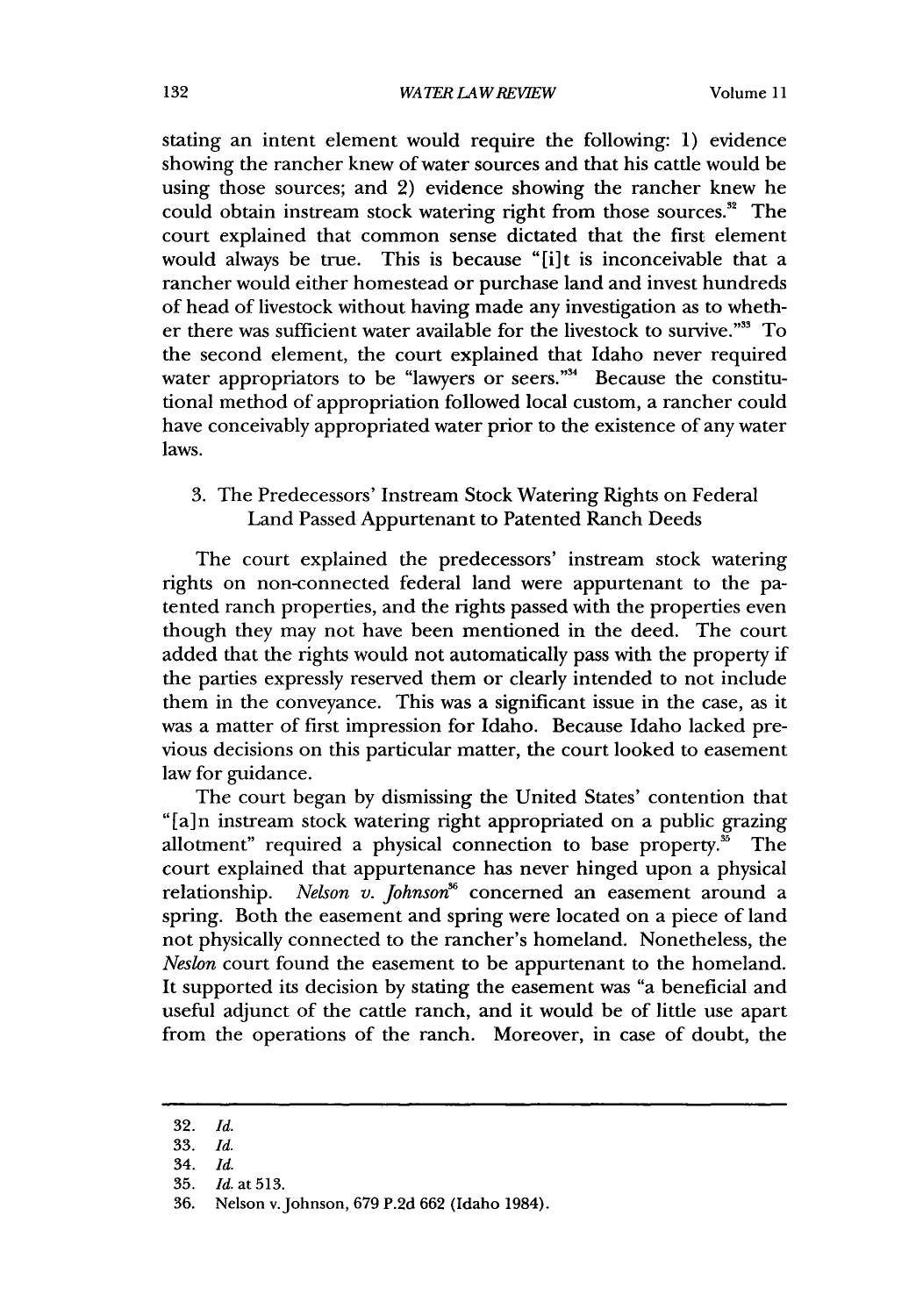stating an intent element would require the following: 1) evidence showing the rancher knew of water sources and that his cattle would be using those sources; and 2) evidence showing the rancher knew he could obtain instream stock watering right from those sources.[32] The court explained that common sense dictated that the first element would always be true. This is because "[i]t is inconceivable that a rancher would either homestead or purchase land and invest hundreds of head of livestock without having made any investigation as to whether there was sufficient water available for the livestock to survive."[33] To the second element, the court explained that Idaho never required water appropriators to be "lawyers or seers."[34] Because the constitutional method of appropriation followed local custom, a rancher could have conceivably appropriated water prior to the existence of any water laws.

### 3. The Predecessors' Instream Stock Watering Rights on Federal Land Passed Appurtenant to Patented Ranch Deeds

The court explained the predecessors' instream stock watering rights on non-connected federal land were appurtenant to the patented ranch properties, and the rights passed with the properties even though they may not have been mentioned in the deed. The court added that the rights would not automatically pass with the property if the parties expressly reserved them or clearly intended to not include them in the conveyance. This was a significant issue in the case, as it was a matter of first impression for Idaho. Because Idaho lacked previous decisions on this particular matter, the court looked to easement law for guidance.

The court began by dismissing the United States' contention that "[a]n instream stock watering right appropriated on a public grazing allotment" required a physical connection to base property.[35] The court explained that appurtenance has never hinged upon a physical relationship. *Nelson v. Johnson*[36] concerned an easement around a spring. Both the easement and spring were located on a piece of land not physically connected to the rancher's homeland. Nonetheless, the *Neslon* court found the easement to be appurtenant to the homeland. It supported its decision by stating the easement was "a beneficial and useful adjunct of the cattle ranch, and it would be of little use apart from the operations of the ranch. Moreover, in case of doubt, the

---

32. *Id.*

33. *Id.*

34. *Id.*

35. *Id.* at 513.

36. Nelson v. Johnson, 679 P.2d 662 (Idaho 1984).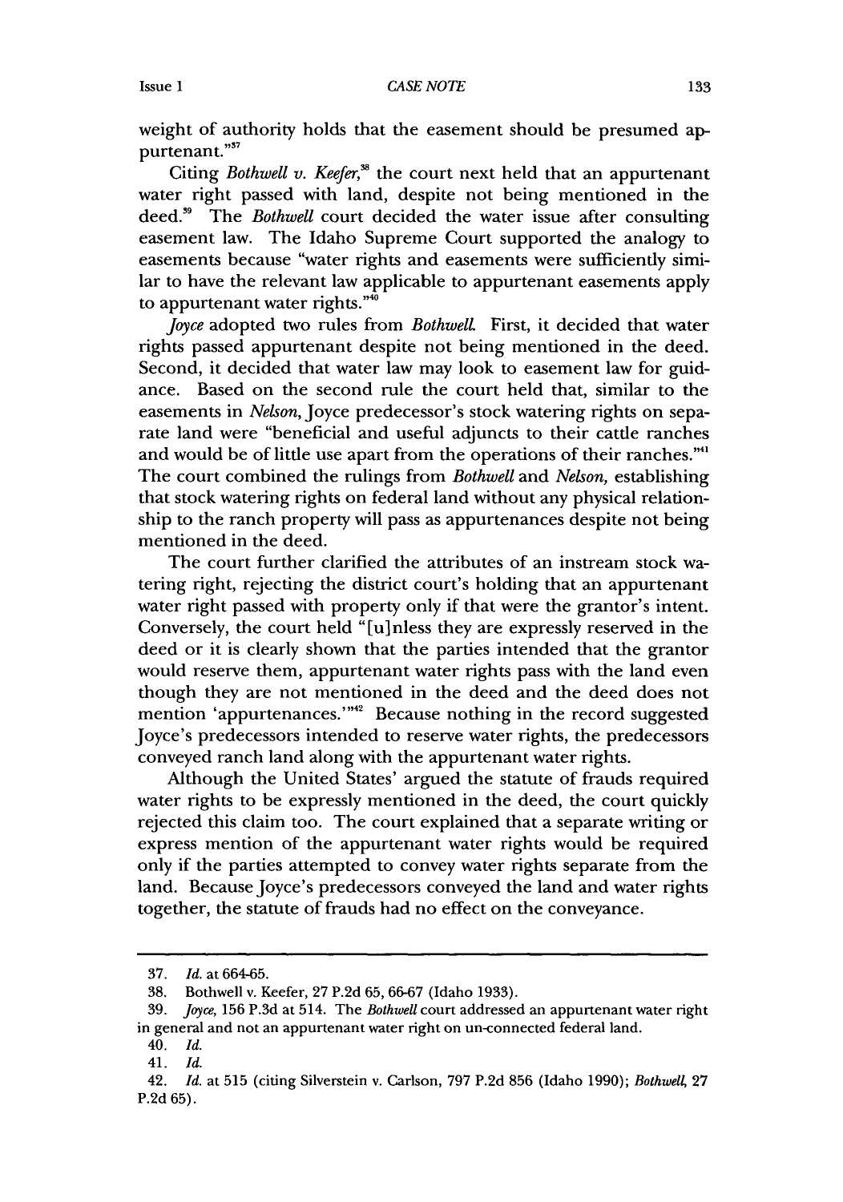weight of authority holds that the easement should be presumed appurtenant."[37]

Citing *Bothwell v. Keefer*,[38] the court next held that an appurtenant water right passed with land, despite not being mentioned in the deed.[39] The *Bothwell* court decided the water issue after consulting easement law. The Idaho Supreme Court supported the analogy to easements because "water rights and easements were sufficiently similar to have the relevant law applicable to appurtenant easements apply to appurtenant water rights."[40]

*Joyce* adopted two rules from *Bothwell*. First, it decided that water rights passed appurtenant despite not being mentioned in the deed. Second, it decided that water law may look to easement law for guidance. Based on the second rule the court held that, similar to the easements in *Nelson*, Joyce predecessor's stock watering rights on separate land were "beneficial and useful adjuncts to their cattle ranches and would be of little use apart from the operations of their ranches."[41] The court combined the rulings from *Bothwell* and *Nelson*, establishing that stock watering rights on federal land without any physical relationship to the ranch property will pass as appurtenances despite not being mentioned in the deed.

The court further clarified the attributes of an instream stock watering right, rejecting the district court's holding that an appurtenant water right passed with property only if that were the grantor's intent. Conversely, the court held "[u]nless they are expressly reserved in the deed or it is clearly shown that the parties intended that the grantor would reserve them, appurtenant water rights pass with the land even though they are not mentioned in the deed and the deed does not mention 'appurtenances.'"[42] Because nothing in the record suggested Joyce's predecessors intended to reserve water rights, the predecessors conveyed ranch land along with the appurtenant water rights.

Although the United States' argued the statute of frauds required water rights to be expressly mentioned in the deed, the court quickly rejected this claim too. The court explained that a separate writing or express mention of the appurtenant water rights would be required only if the parties attempted to convey water rights separate from the land. Because Joyce's predecessors conveyed the land and water rights together, the statute of frauds had no effect on the conveyance.

---

37. *Id.* at 664-65.

38. Bothwell v. Keefer, 27 P.2d 65, 66-67 (Idaho 1933).

39. *Joyce*, 156 P.3d at 514. The *Bothwell* court addressed an appurtenant water right in general and not an appurtenant water right on un-connected federal land.

40. *Id.*

41. *Id.*

42. *Id.* at 515 (citing Silverstein v. Carlson, 797 P.2d 856 (Idaho 1990); *Bothwell*, 27 P.2d 65).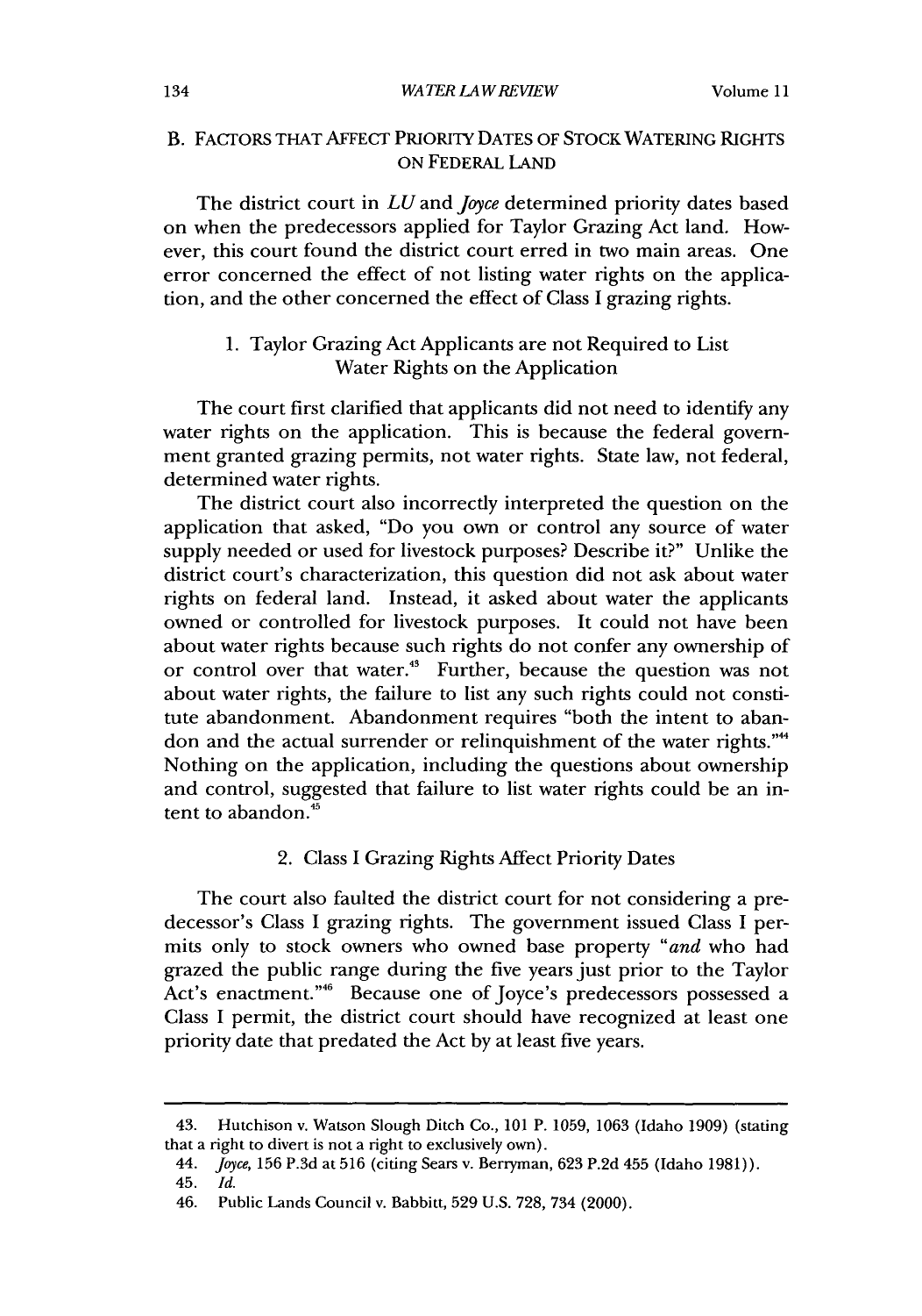### B. Factors that Affect Priority Dates of Stock Watering Rights on Federal Land

The district court in *LU* and *Joyce* determined priority dates based on when the predecessors applied for Taylor Grazing Act land. However, this court found the district court erred in two main areas. One error concerned the effect of not listing water rights on the application, and the other concerned the effect of Class I grazing rights.

#### 1. Taylor Grazing Act Applicants are not Required to List Water Rights on the Application

The court first clarified that applicants did not need to identify any water rights on the application. This is because the federal government granted grazing permits, not water rights. State law, not federal, determined water rights.

The district court also incorrectly interpreted the question on the application that asked, "Do you own or control any source of water supply needed or used for livestock purposes? Describe it?" Unlike the district court's characterization, this question did not ask about water rights on federal land. Instead, it asked about water the applicants owned or controlled for livestock purposes. It could not have been about water rights because such rights do not confer any ownership of or control over that water.[43] Further, because the question was not about water rights, the failure to list any such rights could not constitute abandonment. Abandonment requires "both the intent to abandon and the actual surrender or relinquishment of the water rights."[44] Nothing on the application, including the questions about ownership and control, suggested that failure to list water rights could be an intent to abandon.[45]

#### 2. Class I Grazing Rights Affect Priority Dates

The court also faulted the district court for not considering a predecessor's Class I grazing rights. The government issued Class I permits only to stock owners who owned base property "*and* who had grazed the public range during the five years just prior to the Taylor Act's enactment."[46] Because one of Joyce's predecessors possessed a Class I permit, the district court should have recognized at least one priority date that predated the Act by at least five years.

---

43. Hutchison v. Watson Slough Ditch Co., 101 P. 1059, 1063 (Idaho 1909) (stating that a right to divert is not a right to exclusively own).

44. *Joyce*, 156 P.3d at 516 (citing Sears v. Berryman, 623 P.2d 455 (Idaho 1981)).

45. *Id.*

46. Public Lands Council v. Babbitt, 529 U.S. 728, 734 (2000).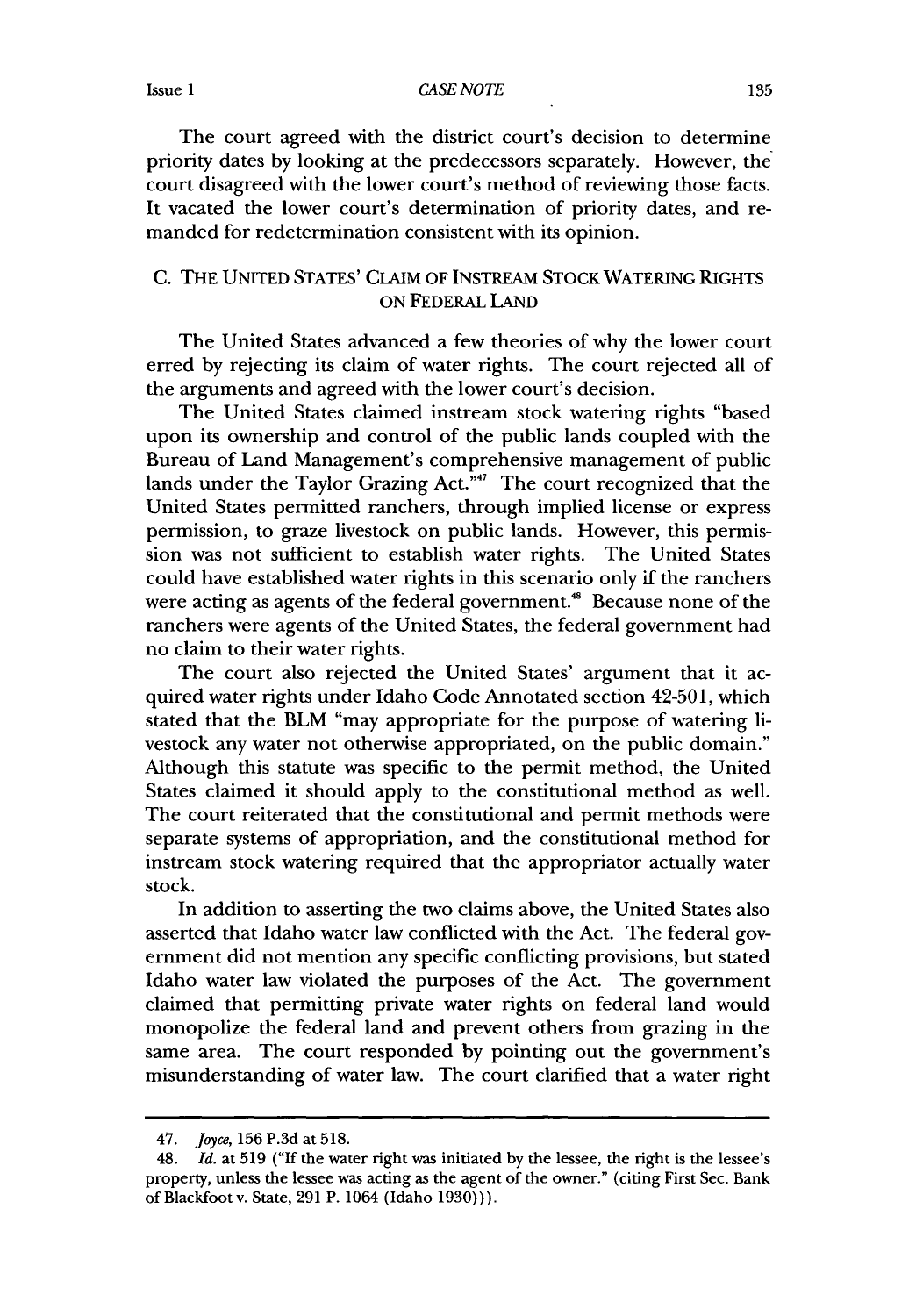The court agreed with the district court's decision to determine priority dates by looking at the predecessors separately. However, the court disagreed with the lower court's method of reviewing those facts. It vacated the lower court's determination of priority dates, and remanded for redetermination consistent with its opinion.

### C. THE UNITED STATES' CLAIM OF INSTREAM STOCK WATERING RIGHTS ON FEDERAL LAND

The United States advanced a few theories of why the lower court erred by rejecting its claim of water rights. The court rejected all of the arguments and agreed with the lower court's decision.

The United States claimed instream stock watering rights "based upon its ownership and control of the public lands coupled with the Bureau of Land Management's comprehensive management of public lands under the Taylor Grazing Act."[47] The court recognized that the United States permitted ranchers, through implied license or express permission, to graze livestock on public lands. However, this permission was not sufficient to establish water rights. The United States could have established water rights in this scenario only if the ranchers were acting as agents of the federal government.[48] Because none of the ranchers were agents of the United States, the federal government had no claim to their water rights.

The court also rejected the United States' argument that it acquired water rights under Idaho Code Annotated section 42-501, which stated that the BLM "may appropriate for the purpose of watering livestock any water not otherwise appropriated, on the public domain." Although this statute was specific to the permit method, the United States claimed it should apply to the constitutional method as well. The court reiterated that the constitutional and permit methods were separate systems of appropriation, and the constitutional method for instream stock watering required that the appropriator actually water stock.

In addition to asserting the two claims above, the United States also asserted that Idaho water law conflicted with the Act. The federal government did not mention any specific conflicting provisions, but stated Idaho water law violated the purposes of the Act. The government claimed that permitting private water rights on federal land would monopolize the federal land and prevent others from grazing in the same area. The court responded by pointing out the government's misunderstanding of water law. The court clarified that a water right

---

47. *Joyce*, 156 P.3d at 518.

48. *Id.* at 519 ("If the water right was initiated by the lessee, the right is the lessee's property, unless the lessee was acting as the agent of the owner." (citing First Sec. Bank of Blackfoot v. State, 291 P. 1064 (Idaho 1930))).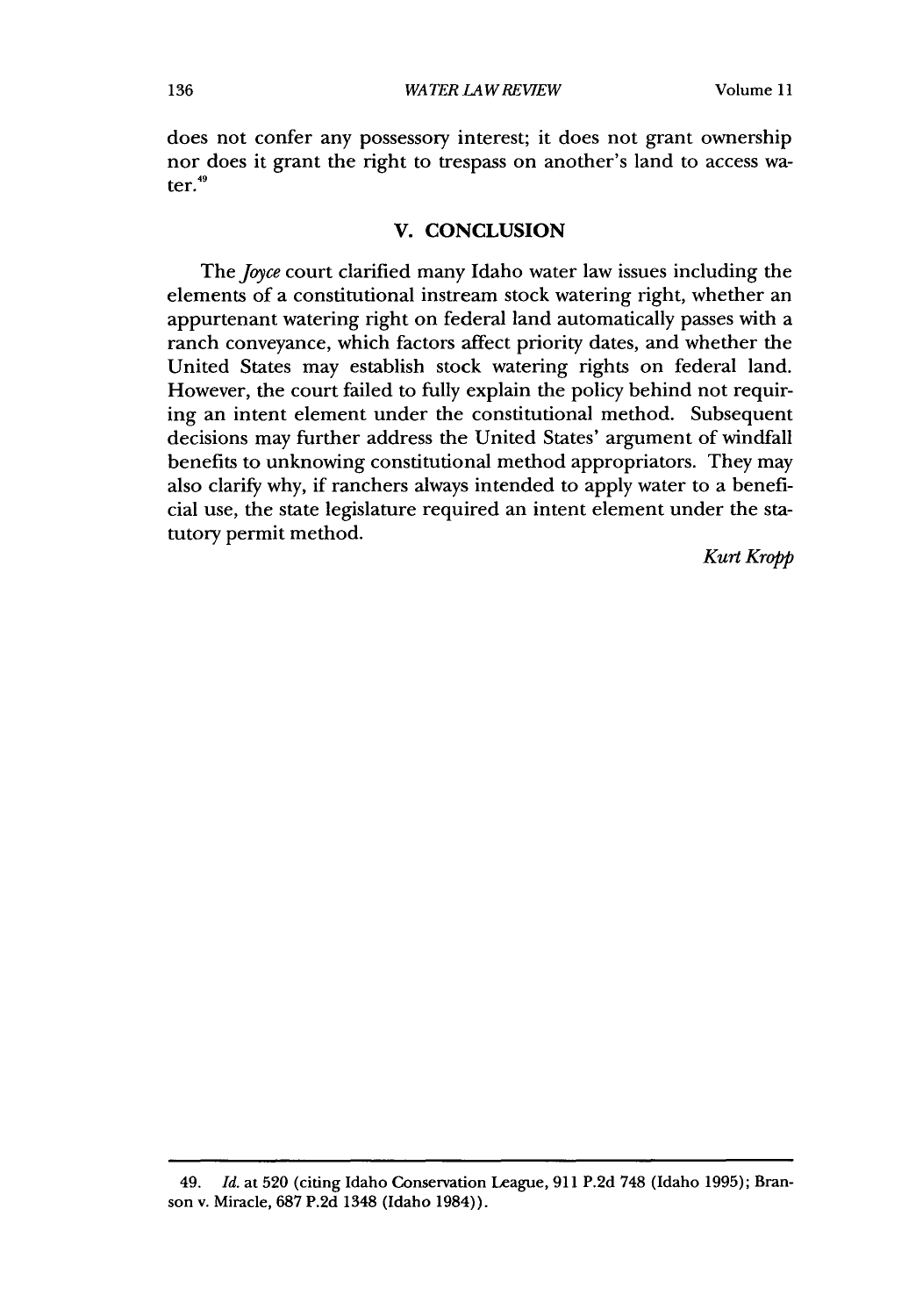does not confer any possessory interest; it does not grant ownership nor does it grant the right to trespass on another's land to access water.[49]

## V. CONCLUSION

The *Joyce* court clarified many Idaho water law issues including the elements of a constitutional instream stock watering right, whether an appurtenant watering right on federal land automatically passes with a ranch conveyance, which factors affect priority dates, and whether the United States may establish stock watering rights on federal land. However, the court failed to fully explain the policy behind not requiring an intent element under the constitutional method. Subsequent decisions may further address the United States' argument of windfall benefits to unknowing constitutional method appropriators. They may also clarify why, if ranchers always intended to apply water to a beneficial use, the state legislature required an intent element under the statutory permit method.

*Kurt Kropp*

---

49. *Id.* at 520 (citing Idaho Conservation League, 911 P.2d 748 (Idaho 1995); Branson v. Miracle, 687 P.2d 1348 (Idaho 1984)).